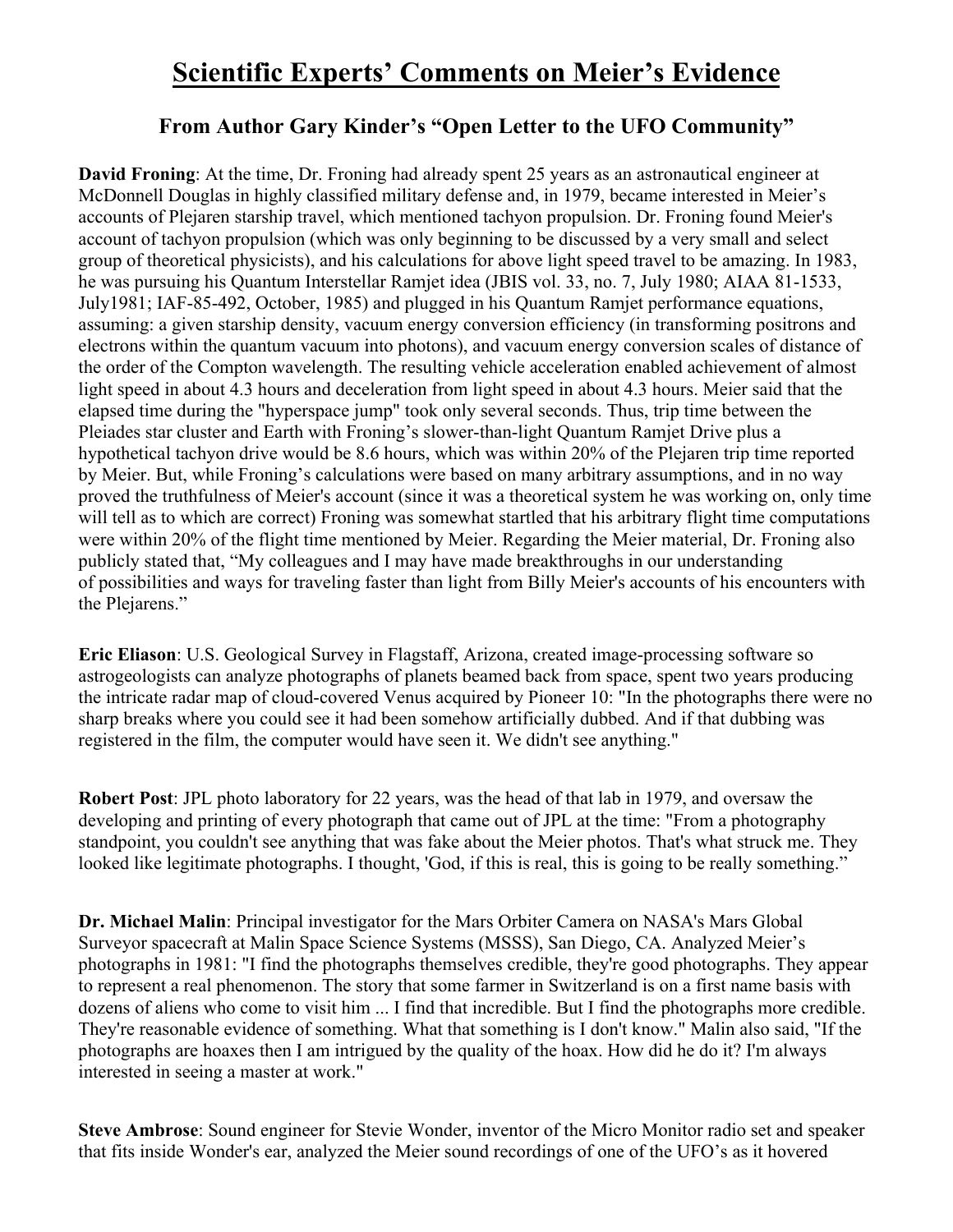# Scientific Experts' Comments on Meier's Evidence

## From Author Gary Kinder's "Open Letter to the UFO Community"

**David Froning**: At the time, Dr. Froning had already spent 25 years as an astronautical engineer at McDonnell Douglas in highly classified military defense and, in 1979, became interested in Meier's accounts of Plejaren starship travel, which mentioned tachyon propulsion. Dr. Froning found Meier's account of tachyon propulsion (which was only beginning to be discussed by a very small and select group of theoretical physicists), and his calculations for above light speed travel to be amazing. In 1983, he was pursuing his Quantum Interstellar Ramjet idea (JBIS vol. 33, no. 7, July 1980; AIAA 81-1533, July1981; IAF-85-492, October, 1985) and plugged in his Quantum Ramjet performance equations, assuming: a given starship density, vacuum energy conversion efficiency (in transforming positrons and electrons within the quantum vacuum into photons), and vacuum energy conversion scales of distance of the order of the Compton wavelength. The resulting vehicle acceleration enabled achievement of almost light speed in about 4.3 hours and deceleration from light speed in about 4.3 hours. Meier said that the elapsed time during the "hyperspace jump" took only several seconds. Thus, trip time between the Pleiades star cluster and Earth with Froning's slower-than-light Quantum Ramjet Drive plus a hypothetical tachyon drive would be 8.6 hours, which was within 20% of the Plejaren trip time reported by Meier. But, while Froning's calculations were based on many arbitrary assumptions, and in no way proved the truthfulness of Meier's account (since it was a theoretical system he was working on, only time will tell as to which are correct) Froning was somewhat startled that his arbitrary flight time computations were within 20% of the flight time mentioned by Meier. Regarding the Meier material, Dr. Froning also publicly stated that, "My colleagues and I may have made breakthroughs in our understanding of possibilities and ways for traveling faster than light from Billy Meier's accounts of his encounters with the Plejarens."

**Eric Eliason**: U.S. Geological Survey in Flagstaff, Arizona, created image-processing software so astrogeologists can analyze photographs of planets beamed back from space, spent two years producing the intricate radar map of cloud-covered Venus acquired by Pioneer 10: "In the photographs there were no sharp breaks where you could see it had been somehow artificially dubbed. And if that dubbing was registered in the film, the computer would have seen it. We didn't see anything."

**Robert Post**: JPL photo laboratory for 22 years, was the head of that lab in 1979, and oversaw the developing and printing of every photograph that came out of JPL at the time: "From a photography standpoint, you couldn't see anything that was fake about the Meier photos. That's what struck me. They looked like legitimate photographs. I thought, 'God, if this is real, this is going to be really something."

**Dr. Michael Malin**: Principal investigator for the Mars Orbiter Camera on NASA's Mars Global Surveyor spacecraft at Malin Space Science Systems (MSSS), San Diego, CA. Analyzed Meier's photographs in 1981: "I find the photographs themselves credible, they're good photographs. They appear to represent a real phenomenon. The story that some farmer in Switzerland is on a first name basis with dozens of aliens who come to visit him ... I find that incredible. But I find the photographs more credible. They're reasonable evidence of something. What that something is I don't know." Malin also said, "If the photographs are hoaxes then I am intrigued by the quality of the hoax. How did he do it? I'm always interested in seeing a master at work."

**Steve Ambrose**: Sound engineer for Stevie Wonder, inventor of the Micro Monitor radio set and speaker that fits inside Wonder's ear, analyzed the Meier sound recordings of one of the UFO's as it hovered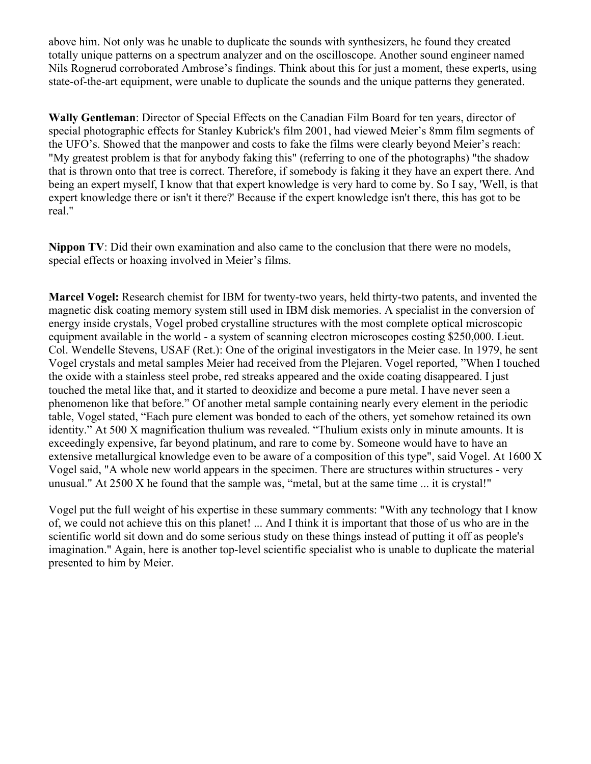above him. Not only was he unable to duplicate the sounds with synthesizers, he found they created totally unique patterns on a spectrum analyzer and on the oscilloscope. Another sound engineer named Nils Rognerud corroborated Ambrose's findings. Think about this for just a moment, these experts, using state-of-the-art equipment, were unable to duplicate the sounds and the unique patterns they generated.

**Wally Gentleman**: Director of Special Effects on the Canadian Film Board for ten years, director of special photographic effects for Stanley Kubrick's film 2001, had viewed Meier's 8mm film segments of the UFO's. Showed that the manpower and costs to fake the films were clearly beyond Meier's reach: "My greatest problem is that for anybody faking this" (referring to one of the photographs) "the shadow that is thrown onto that tree is correct. Therefore, if somebody is faking it they have an expert there. And being an expert myself, I know that that expert knowledge is very hard to come by. So I say, 'Well, is that expert knowledge there or isn't it there?' Because if the expert knowledge isn't there, this has got to be real."

**Nippon TV**: Did their own examination and also came to the conclusion that there were no models, special effects or hoaxing involved in Meier's films.

**Marcel Vogel:** Research chemist for IBM for twenty-two years, held thirty-two patents, and invented the magnetic disk coating memory system still used in IBM disk memories. A specialist in the conversion of energy inside crystals, Vogel probed crystalline structures with the most complete optical microscopic equipment available in the world - a system of scanning electron microscopes costing $250,000. Lieut. Col. Wendelle Stevens, USAF (Ret.): One of the original investigators in the Meier case. In 1979, he sent Vogel crystals and metal samples Meier had received from the Plejaren. Vogel reported, "When I touched the oxide with a stainless steel probe, red streaks appeared and the oxide coating disappeared. I just touched the metal like that, and it started to deoxidize and become a pure metal. I have never seen a phenomenon like that before." Of another metal sample containing nearly every element in the periodic table, Vogel stated, "Each pure element was bonded to each of the others, yet somehow retained its own identity." At 500 X magnification thulium was revealed. "Thulium exists only in minute amounts. It is exceedingly expensive, far beyond platinum, and rare to come by. Someone would have to have an extensive metallurgical knowledge even to be aware of a composition of this type", said Vogel. At 1600 X Vogel said, "A whole new world appears in the specimen. There are structures within structures - very unusual." At 2500 X he found that the sample was, "metal, but at the same time ... it is crystal!"

Vogel put the full weight of his expertise in these summary comments: "With any technology that I know of, we could not achieve this on this planet! ... And I think it is important that those of us who are in the scientific world sit down and do some serious study on these things instead of putting it off as people's imagination." Again, here is another top-level scientific specialist who is unable to duplicate the material presented to him by Meier.